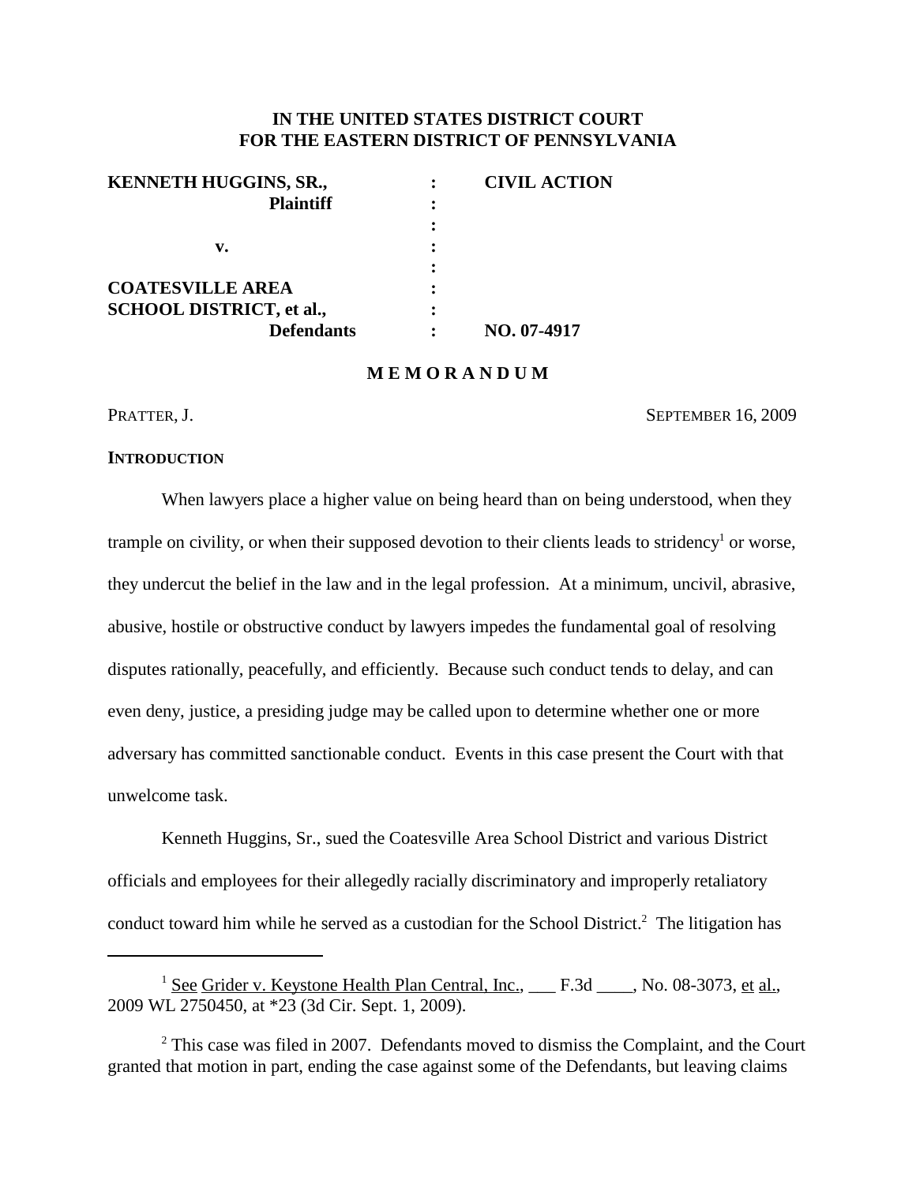**IN THE UNITED STATES DISTRICT COURT**
**FOR THE EASTERN DISTRICT OF PENNSYLVANIA**

| | | |
|---|---|---|
| **KENNETH HUGGINS, SR.,** | : | **CIVIL ACTION** |
| **Plaintiff** | : | |
| | : | |
| **v.** | : | |
| | : | |
| **COATESVILLE AREA** | : | |
| **SCHOOL DISTRICT, et al.,** | : | |
| **Defendants** | : | **NO. 07-4917** |

**M E M O R A N D U M**

PRATTER, J. SEPTEMBER 16, 2009

**INTRODUCTION**

When lawyers place a higher value on being heard than on being understood, when they trample on civility, or when their supposed devotion to their clients leads to stridency[1] or worse, they undercut the belief in the law and in the legal profession. At a minimum, uncivil, abrasive, abusive, hostile or obstructive conduct by lawyers impedes the fundamental goal of resolving disputes rationally, peacefully, and efficiently. Because such conduct tends to delay, and can even deny, justice, a presiding judge may be called upon to determine whether one or more adversary has committed sanctionable conduct. Events in this case present the Court with that unwelcome task.

Kenneth Huggins, Sr., sued the Coatesville Area School District and various District officials and employees for their allegedly racially discriminatory and improperly retaliatory conduct toward him while he served as a custodian for the School District.[2] The litigation has

---

[1] See Grider v. Keystone Health Plan Central, Inc., ___ F.3d ____, No. 08-3073, et al., 2009 WL 2750450, at *23 (3d Cir. Sept. 1, 2009).

[2] This case was filed in 2007. Defendants moved to dismiss the Complaint, and the Court granted that motion in part, ending the case against some of the Defendants, but leaving claims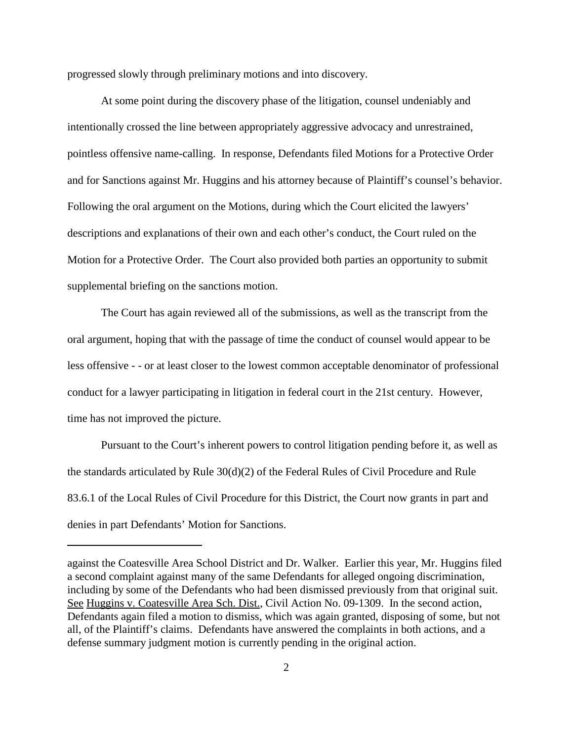progressed slowly through preliminary motions and into discovery.

At some point during the discovery phase of the litigation, counsel undeniably and intentionally crossed the line between appropriately aggressive advocacy and unrestrained, pointless offensive name-calling. In response, Defendants filed Motions for a Protective Order and for Sanctions against Mr. Huggins and his attorney because of Plaintiff's counsel's behavior. Following the oral argument on the Motions, during which the Court elicited the lawyers' descriptions and explanations of their own and each other's conduct, the Court ruled on the Motion for a Protective Order. The Court also provided both parties an opportunity to submit supplemental briefing on the sanctions motion.

The Court has again reviewed all of the submissions, as well as the transcript from the oral argument, hoping that with the passage of time the conduct of counsel would appear to be less offensive - - or at least closer to the lowest common acceptable denominator of professional conduct for a lawyer participating in litigation in federal court in the 21st century. However, time has not improved the picture.

Pursuant to the Court's inherent powers to control litigation pending before it, as well as the standards articulated by Rule 30(d)(2) of the Federal Rules of Civil Procedure and Rule 83.6.1 of the Local Rules of Civil Procedure for this District, the Court now grants in part and denies in part Defendants' Motion for Sanctions.

---

against the Coatesville Area School District and Dr. Walker. Earlier this year, Mr. Huggins filed a second complaint against many of the same Defendants for alleged ongoing discrimination, including by some of the Defendants who had been dismissed previously from that original suit. See Huggins v. Coatesville Area Sch. Dist., Civil Action No. 09-1309. In the second action, Defendants again filed a motion to dismiss, which was again granted, disposing of some, but not all, of the Plaintiff's claims. Defendants have answered the complaints in both actions, and a defense summary judgment motion is currently pending in the original action.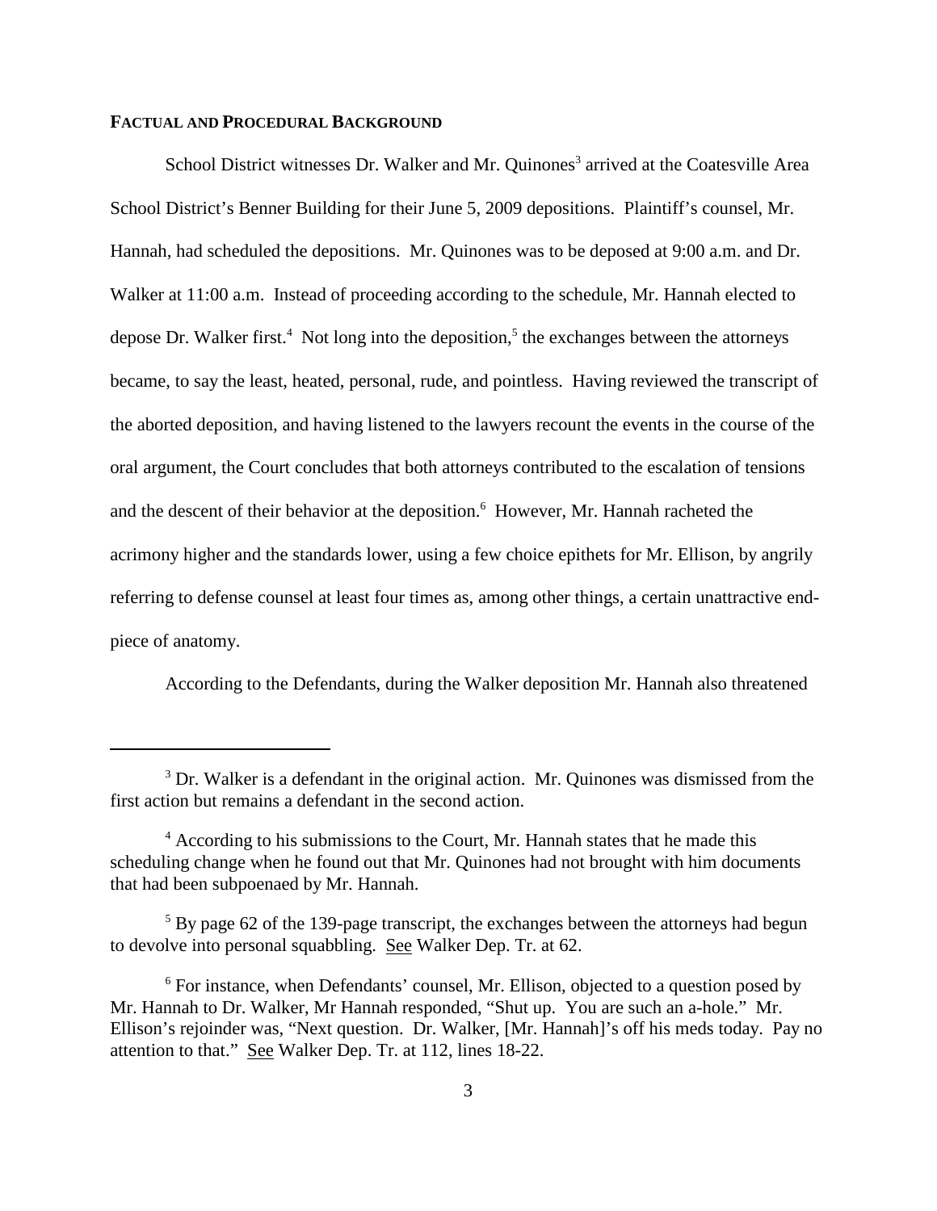## FACTUAL AND PROCEDURAL BACKGROUND

School District witnesses Dr. Walker and Mr. Quinones[3] arrived at the Coatesville Area School District's Benner Building for their June 5, 2009 depositions. Plaintiff's counsel, Mr. Hannah, had scheduled the depositions. Mr. Quinones was to be deposed at 9:00 a.m. and Dr. Walker at 11:00 a.m. Instead of proceeding according to the schedule, Mr. Hannah elected to depose Dr. Walker first.[4] Not long into the deposition,[5] the exchanges between the attorneys became, to say the least, heated, personal, rude, and pointless. Having reviewed the transcript of the aborted deposition, and having listened to the lawyers recount the events in the course of the oral argument, the Court concludes that both attorneys contributed to the escalation of tensions and the descent of their behavior at the deposition.[6] However, Mr. Hannah racheted the acrimony higher and the standards lower, using a few choice epithets for Mr. Ellison, by angrily referring to defense counsel at least four times as, among other things, a certain unattractive end-piece of anatomy.

According to the Defendants, during the Walker deposition Mr. Hannah also threatened

---

[3] Dr. Walker is a defendant in the original action. Mr. Quinones was dismissed from the first action but remains a defendant in the second action.

[4] According to his submissions to the Court, Mr. Hannah states that he made this scheduling change when he found out that Mr. Quinones had not brought with him documents that had been subpoenaed by Mr. Hannah.

[5] By page 62 of the 139-page transcript, the exchanges between the attorneys had begun to devolve into personal squabbling. See Walker Dep. Tr. at 62.

[6] For instance, when Defendants' counsel, Mr. Ellison, objected to a question posed by Mr. Hannah to Dr. Walker, Mr Hannah responded, "Shut up. You are such an a-hole." Mr. Ellison's rejoinder was, "Next question. Dr. Walker, [Mr. Hannah]'s off his meds today. Pay no attention to that." See Walker Dep. Tr. at 112, lines 18-22.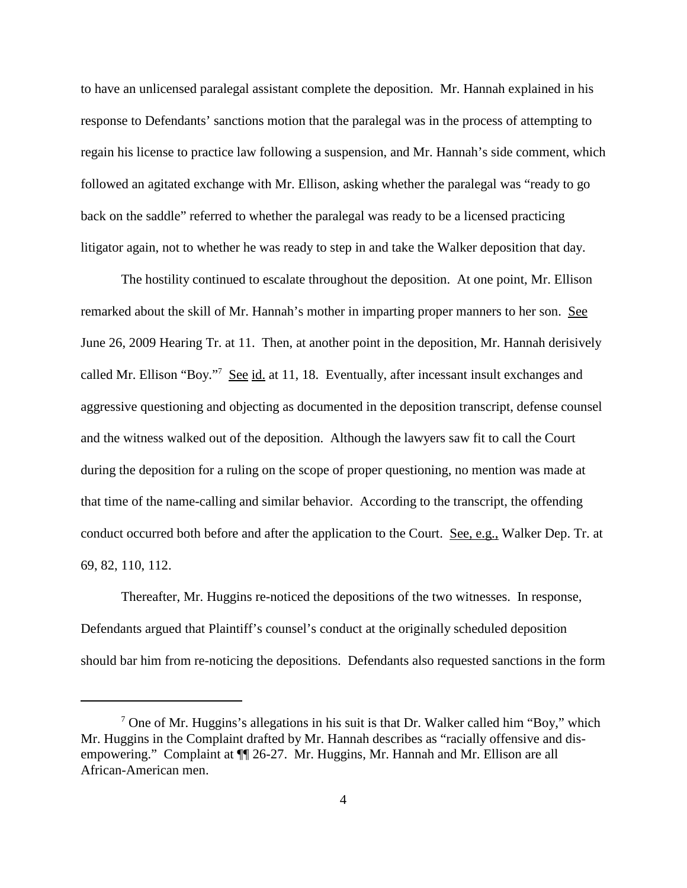to have an unlicensed paralegal assistant complete the deposition. Mr. Hannah explained in his response to Defendants' sanctions motion that the paralegal was in the process of attempting to regain his license to practice law following a suspension, and Mr. Hannah's side comment, which followed an agitated exchange with Mr. Ellison, asking whether the paralegal was "ready to go back on the saddle" referred to whether the paralegal was ready to be a licensed practicing litigator again, not to whether he was ready to step in and take the Walker deposition that day.

The hostility continued to escalate throughout the deposition. At one point, Mr. Ellison remarked about the skill of Mr. Hannah's mother in imparting proper manners to her son. See June 26, 2009 Hearing Tr. at 11. Then, at another point in the deposition, Mr. Hannah derisively called Mr. Ellison "Boy."[7] See id. at 11, 18. Eventually, after incessant insult exchanges and aggressive questioning and objecting as documented in the deposition transcript, defense counsel and the witness walked out of the deposition. Although the lawyers saw fit to call the Court during the deposition for a ruling on the scope of proper questioning, no mention was made at that time of the name-calling and similar behavior. According to the transcript, the offending conduct occurred both before and after the application to the Court. See, e.g., Walker Dep. Tr. at 69, 82, 110, 112.

Thereafter, Mr. Huggins re-noticed the depositions of the two witnesses. In response, Defendants argued that Plaintiff's counsel's conduct at the originally scheduled deposition should bar him from re-noticing the depositions. Defendants also requested sanctions in the form

---

[7] One of Mr. Huggins's allegations in his suit is that Dr. Walker called him "Boy," which Mr. Huggins in the Complaint drafted by Mr. Hannah describes as "racially offensive and dis-empowering." Complaint at ¶¶ 26-27. Mr. Huggins, Mr. Hannah and Mr. Ellison are all African-American men.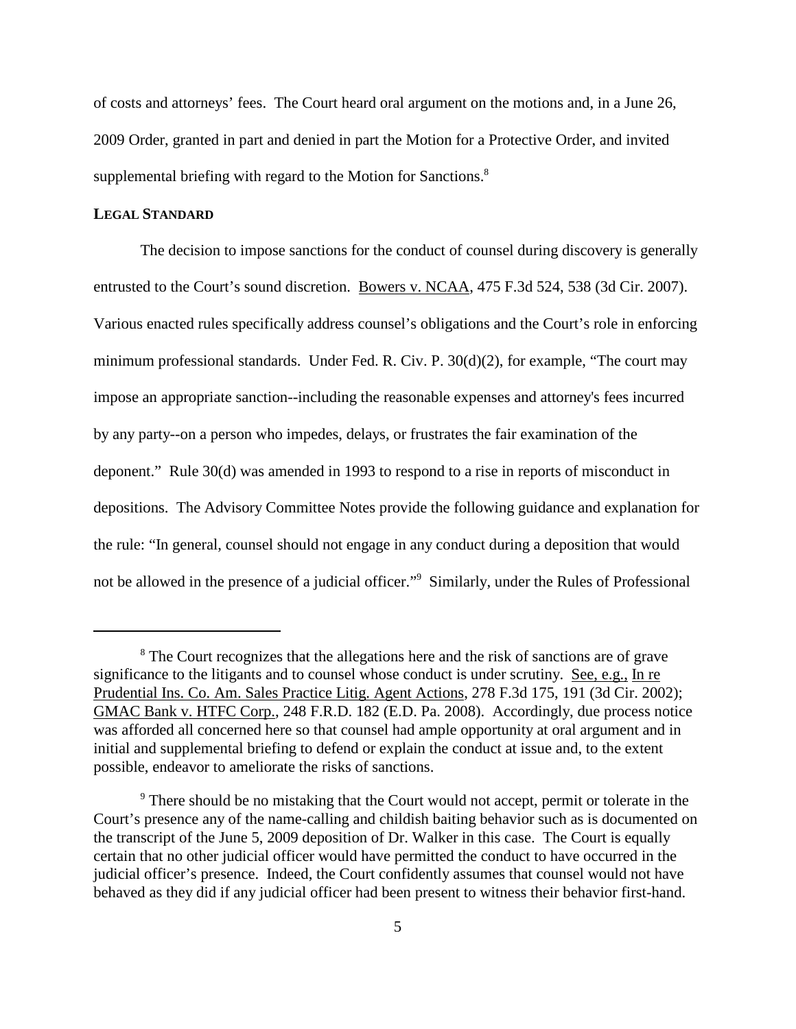of costs and attorneys' fees. The Court heard oral argument on the motions and, in a June 26, 2009 Order, granted in part and denied in part the Motion for a Protective Order, and invited supplemental briefing with regard to the Motion for Sanctions.[8]

## LEGAL STANDARD

The decision to impose sanctions for the conduct of counsel during discovery is generally entrusted to the Court's sound discretion. Bowers v. NCAA, 475 F.3d 524, 538 (3d Cir. 2007). Various enacted rules specifically address counsel's obligations and the Court's role in enforcing minimum professional standards. Under Fed. R. Civ. P. 30(d)(2), for example, "The court may impose an appropriate sanction--including the reasonable expenses and attorney's fees incurred by any party--on a person who impedes, delays, or frustrates the fair examination of the deponent." Rule 30(d) was amended in 1993 to respond to a rise in reports of misconduct in depositions. The Advisory Committee Notes provide the following guidance and explanation for the rule: "In general, counsel should not engage in any conduct during a deposition that would not be allowed in the presence of a judicial officer."[9] Similarly, under the Rules of Professional

---

[8] The Court recognizes that the allegations here and the risk of sanctions are of grave significance to the litigants and to counsel whose conduct is under scrutiny. See, e.g., In re Prudential Ins. Co. Am. Sales Practice Litig. Agent Actions, 278 F.3d 175, 191 (3d Cir. 2002); GMAC Bank v. HTFC Corp., 248 F.R.D. 182 (E.D. Pa. 2008). Accordingly, due process notice was afforded all concerned here so that counsel had ample opportunity at oral argument and in initial and supplemental briefing to defend or explain the conduct at issue and, to the extent possible, endeavor to ameliorate the risks of sanctions.

[9] There should be no mistaking that the Court would not accept, permit or tolerate in the Court's presence any of the name-calling and childish baiting behavior such as is documented on the transcript of the June 5, 2009 deposition of Dr. Walker in this case. The Court is equally certain that no other judicial officer would have permitted the conduct to have occurred in the judicial officer's presence. Indeed, the Court confidently assumes that counsel would not have behaved as they did if any judicial officer had been present to witness their behavior first-hand.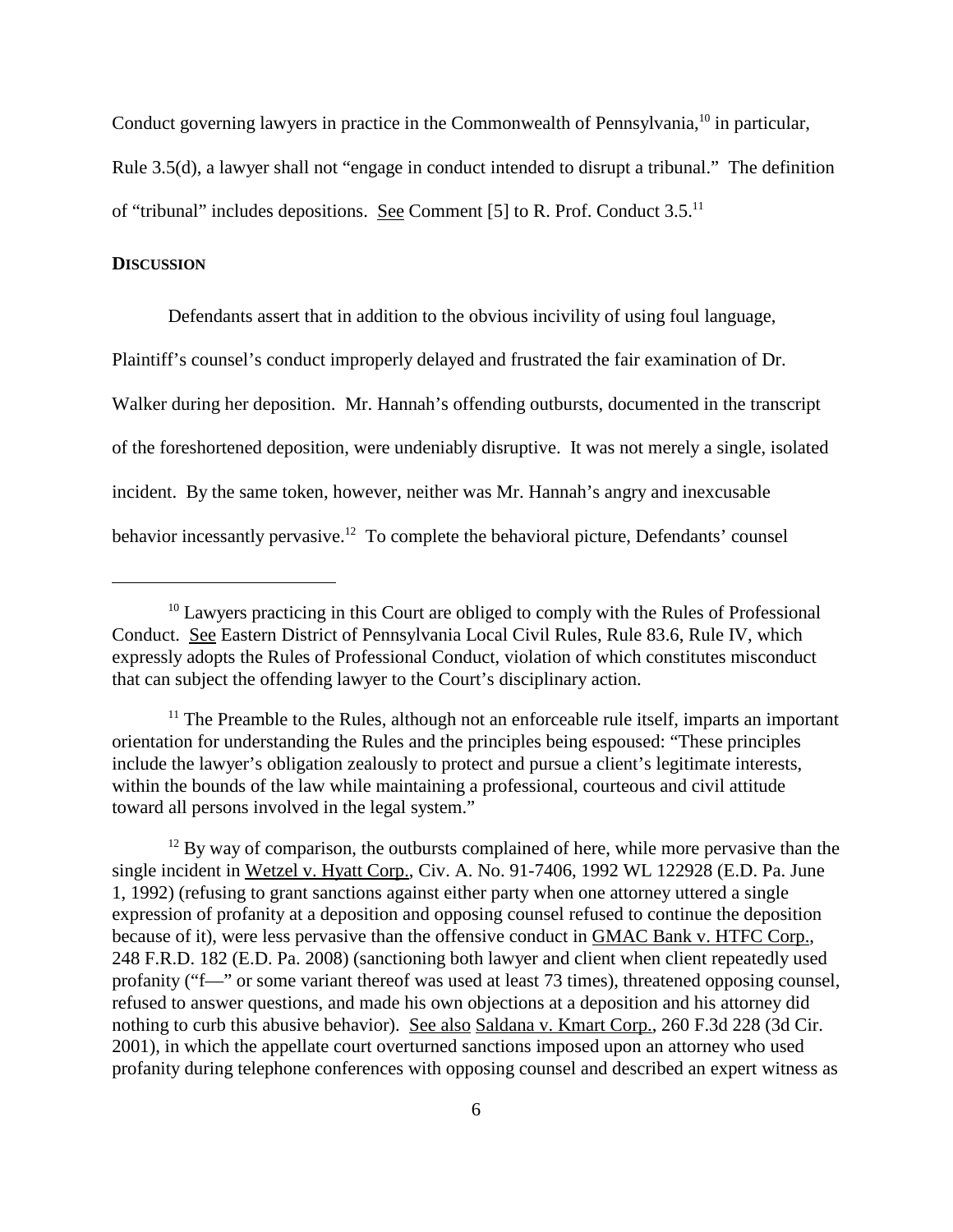Conduct governing lawyers in practice in the Commonwealth of Pennsylvania,[10] in particular, Rule 3.5(d), a lawyer shall not "engage in conduct intended to disrupt a tribunal." The definition of "tribunal" includes depositions. See Comment [5] to R. Prof. Conduct 3.5.[11]

**DISCUSSION**

Defendants assert that in addition to the obvious incivility of using foul language, Plaintiff's counsel's conduct improperly delayed and frustrated the fair examination of Dr. Walker during her deposition. Mr. Hannah's offending outbursts, documented in the transcript of the foreshortened deposition, were undeniably disruptive. It was not merely a single, isolated incident. By the same token, however, neither was Mr. Hannah's angry and inexcusable behavior incessantly pervasive.[12] To complete the behavioral picture, Defendants' counsel

---

[10] Lawyers practicing in this Court are obliged to comply with the Rules of Professional Conduct. See Eastern District of Pennsylvania Local Civil Rules, Rule 83.6, Rule IV, which expressly adopts the Rules of Professional Conduct, violation of which constitutes misconduct that can subject the offending lawyer to the Court's disciplinary action.

[11] The Preamble to the Rules, although not an enforceable rule itself, imparts an important orientation for understanding the Rules and the principles being espoused: "These principles include the lawyer's obligation zealously to protect and pursue a client's legitimate interests, within the bounds of the law while maintaining a professional, courteous and civil attitude toward all persons involved in the legal system."

[12] By way of comparison, the outbursts complained of here, while more pervasive than the single incident in Wetzel v. Hyatt Corp., Civ. A. No. 91-7406, 1992 WL 122928 (E.D. Pa. June 1, 1992) (refusing to grant sanctions against either party when one attorney uttered a single expression of profanity at a deposition and opposing counsel refused to continue the deposition because of it), were less pervasive than the offensive conduct in GMAC Bank v. HTFC Corp., 248 F.R.D. 182 (E.D. Pa. 2008) (sanctioning both lawyer and client when client repeatedly used profanity ("f—" or some variant thereof was used at least 73 times), threatened opposing counsel, refused to answer questions, and made his own objections at a deposition and his attorney did nothing to curb this abusive behavior). See also Saldana v. Kmart Corp., 260 F.3d 228 (3d Cir. 2001), in which the appellate court overturned sanctions imposed upon an attorney who used profanity during telephone conferences with opposing counsel and described an expert witness as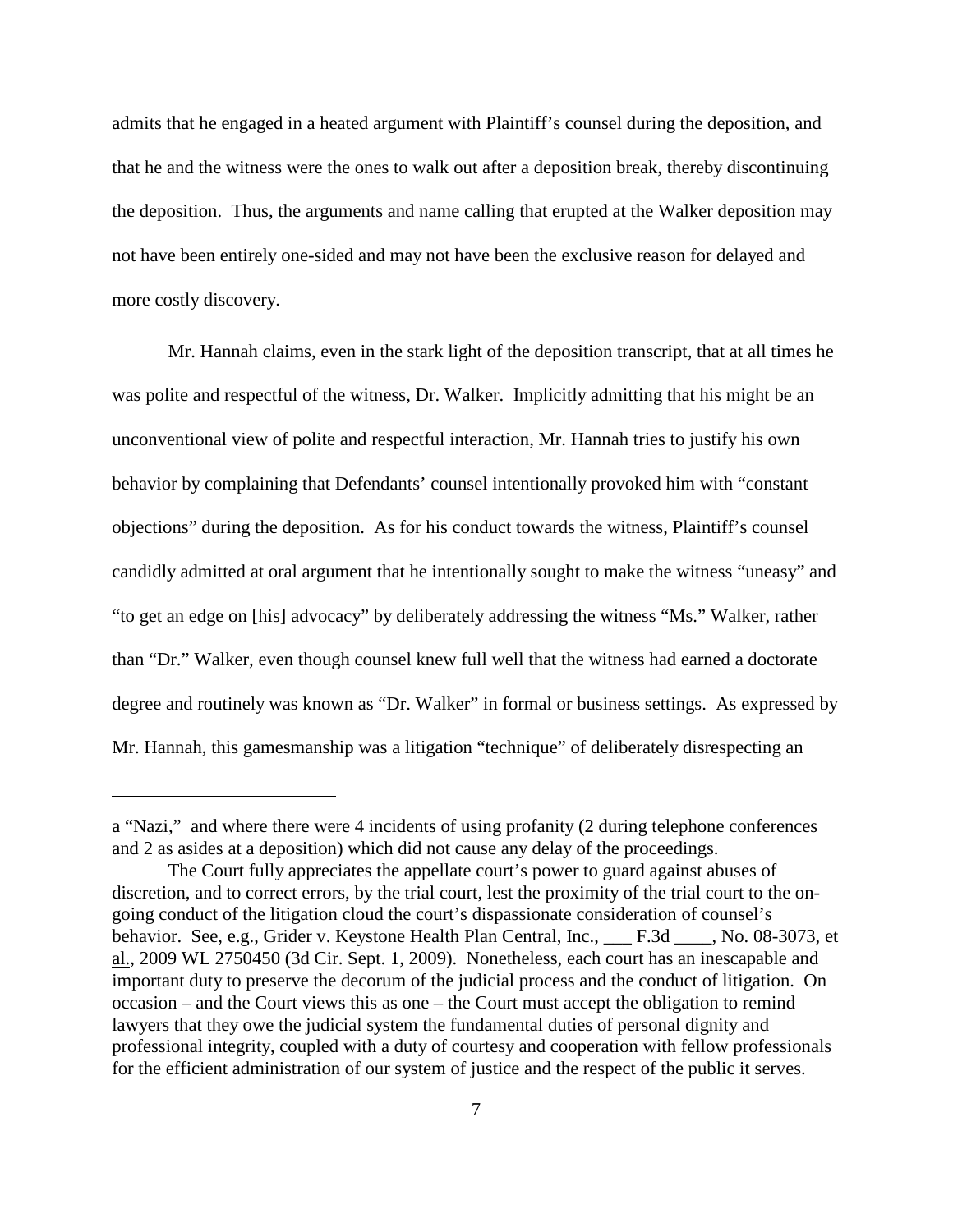admits that he engaged in a heated argument with Plaintiff's counsel during the deposition, and that he and the witness were the ones to walk out after a deposition break, thereby discontinuing the deposition. Thus, the arguments and name calling that erupted at the Walker deposition may not have been entirely one-sided and may not have been the exclusive reason for delayed and more costly discovery.

Mr. Hannah claims, even in the stark light of the deposition transcript, that at all times he was polite and respectful of the witness, Dr. Walker. Implicitly admitting that his might be an unconventional view of polite and respectful interaction, Mr. Hannah tries to justify his own behavior by complaining that Defendants' counsel intentionally provoked him with "constant objections" during the deposition. As for his conduct towards the witness, Plaintiff's counsel candidly admitted at oral argument that he intentionally sought to make the witness "uneasy" and "to get an edge on [his] advocacy" by deliberately addressing the witness "Ms." Walker, rather than "Dr." Walker, even though counsel knew full well that the witness had earned a doctorate degree and routinely was known as "Dr. Walker" in formal or business settings. As expressed by Mr. Hannah, this gamesmanship was a litigation "technique" of deliberately disrespecting an

---

a "Nazi," and where there were 4 incidents of using profanity (2 during telephone conferences and 2 as asides at a deposition) which did not cause any delay of the proceedings.

The Court fully appreciates the appellate court's power to guard against abuses of discretion, and to correct errors, by the trial court, lest the proximity of the trial court to the on-going conduct of the litigation cloud the court's dispassionate consideration of counsel's behavior. See, e.g., Grider v. Keystone Health Plan Central, Inc., ___ F.3d ____, No. 08-3073, et al., 2009 WL 2750450 (3d Cir. Sept. 1, 2009). Nonetheless, each court has an inescapable and important duty to preserve the decorum of the judicial process and the conduct of litigation. On occasion – and the Court views this as one – the Court must accept the obligation to remind lawyers that they owe the judicial system the fundamental duties of personal dignity and professional integrity, coupled with a duty of courtesy and cooperation with fellow professionals for the efficient administration of our system of justice and the respect of the public it serves.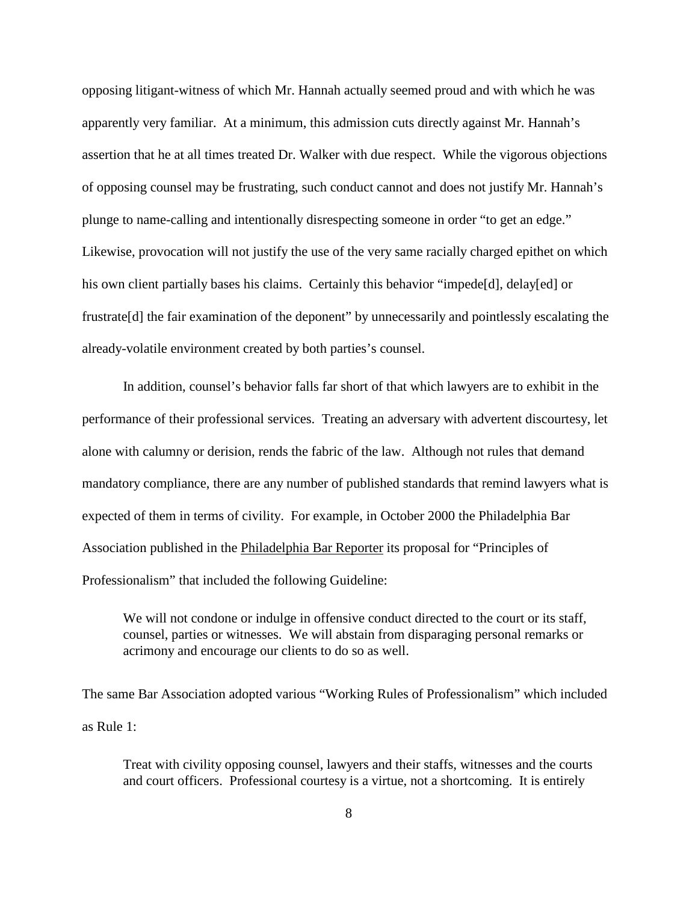opposing litigant-witness of which Mr. Hannah actually seemed proud and with which he was apparently very familiar. At a minimum, this admission cuts directly against Mr. Hannah's assertion that he at all times treated Dr. Walker with due respect. While the vigorous objections of opposing counsel may be frustrating, such conduct cannot and does not justify Mr. Hannah's plunge to name-calling and intentionally disrespecting someone in order "to get an edge." Likewise, provocation will not justify the use of the very same racially charged epithet on which his own client partially bases his claims. Certainly this behavior "impede[d], delay[ed] or frustrate[d] the fair examination of the deponent" by unnecessarily and pointlessly escalating the already-volatile environment created by both parties's counsel.

In addition, counsel's behavior falls far short of that which lawyers are to exhibit in the performance of their professional services. Treating an adversary with advertent discourtesy, let alone with calumny or derision, rends the fabric of the law. Although not rules that demand mandatory compliance, there are any number of published standards that remind lawyers what is expected of them in terms of civility. For example, in October 2000 the Philadelphia Bar Association published in the Philadelphia Bar Reporter its proposal for "Principles of Professionalism" that included the following Guideline:

> We will not condone or indulge in offensive conduct directed to the court or its staff, counsel, parties or witnesses. We will abstain from disparaging personal remarks or acrimony and encourage our clients to do so as well.

The same Bar Association adopted various "Working Rules of Professionalism" which included as Rule 1:

> Treat with civility opposing counsel, lawyers and their staffs, witnesses and the courts and court officers. Professional courtesy is a virtue, not a shortcoming. It is entirely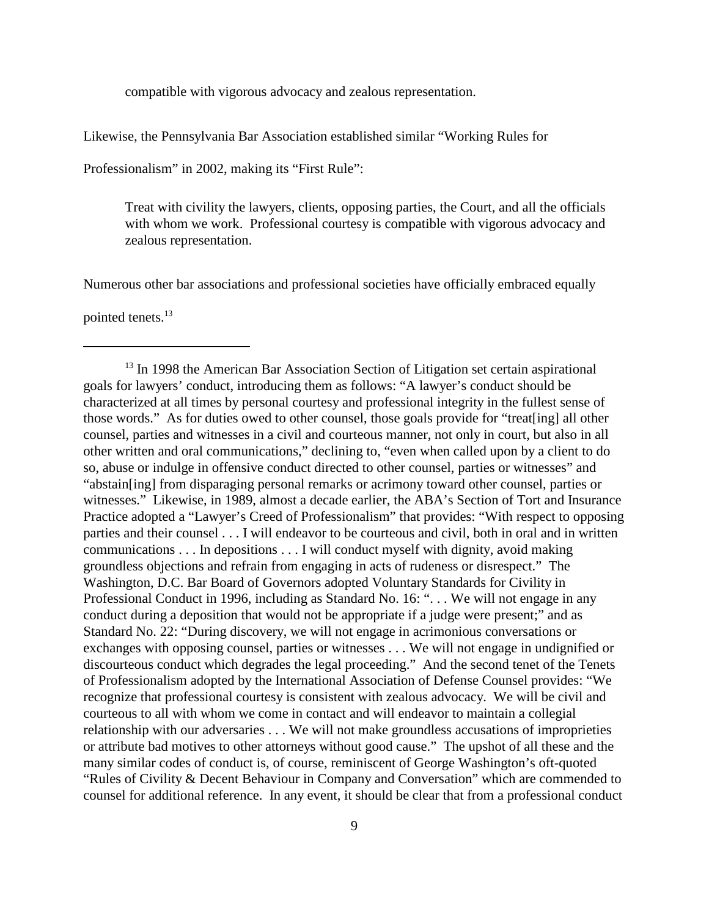compatible with vigorous advocacy and zealous representation.

Likewise, the Pennsylvania Bar Association established similar "Working Rules for Professionalism" in 2002, making its "First Rule":

> Treat with civility the lawyers, clients, opposing parties, the Court, and all the officials with whom we work. Professional courtesy is compatible with vigorous advocacy and zealous representation.

Numerous other bar associations and professional societies have officially embraced equally pointed tenets.[13]

---

[13] In 1998 the American Bar Association Section of Litigation set certain aspirational goals for lawyers' conduct, introducing them as follows: "A lawyer's conduct should be characterized at all times by personal courtesy and professional integrity in the fullest sense of those words." As for duties owed to other counsel, those goals provide for "treat[ing] all other counsel, parties and witnesses in a civil and courteous manner, not only in court, but also in all other written and oral communications," declining to, "even when called upon by a client to do so, abuse or indulge in offensive conduct directed to other counsel, parties or witnesses" and "abstain[ing] from disparaging personal remarks or acrimony toward other counsel, parties or witnesses." Likewise, in 1989, almost a decade earlier, the ABA's Section of Tort and Insurance Practice adopted a "Lawyer's Creed of Professionalism" that provides: "With respect to opposing parties and their counsel . . . I will endeavor to be courteous and civil, both in oral and in written communications . . . In depositions . . . I will conduct myself with dignity, avoid making groundless objections and refrain from engaging in acts of rudeness or disrespect." The Washington, D.C. Bar Board of Governors adopted Voluntary Standards for Civility in Professional Conduct in 1996, including as Standard No. 16: ". . . We will not engage in any conduct during a deposition that would not be appropriate if a judge were present;" and as Standard No. 22: "During discovery, we will not engage in acrimonious conversations or exchanges with opposing counsel, parties or witnesses . . . We will not engage in undignified or discourteous conduct which degrades the legal proceeding." And the second tenet of the Tenets of Professionalism adopted by the International Association of Defense Counsel provides: "We recognize that professional courtesy is consistent with zealous advocacy. We will be civil and courteous to all with whom we come in contact and will endeavor to maintain a collegial relationship with our adversaries . . . We will not make groundless accusations of improprieties or attribute bad motives to other attorneys without good cause." The upshot of all these and the many similar codes of conduct is, of course, reminiscent of George Washington's oft-quoted "Rules of Civility & Decent Behaviour in Company and Conversation" which are commended to counsel for additional reference. In any event, it should be clear that from a professional conduct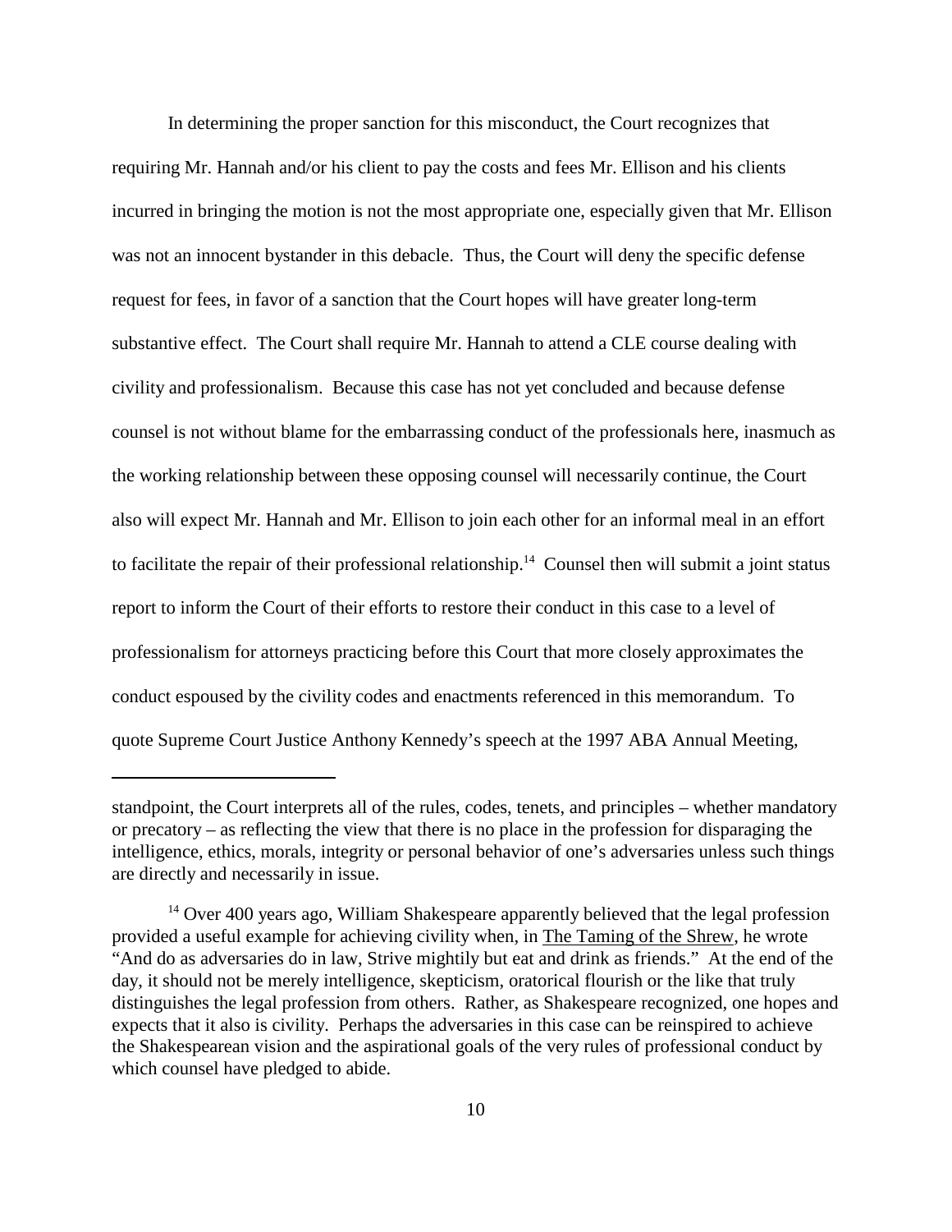In determining the proper sanction for this misconduct, the Court recognizes that requiring Mr. Hannah and/or his client to pay the costs and fees Mr. Ellison and his clients incurred in bringing the motion is not the most appropriate one, especially given that Mr. Ellison was not an innocent bystander in this debacle. Thus, the Court will deny the specific defense request for fees, in favor of a sanction that the Court hopes will have greater long-term substantive effect. The Court shall require Mr. Hannah to attend a CLE course dealing with civility and professionalism. Because this case has not yet concluded and because defense counsel is not without blame for the embarrassing conduct of the professionals here, inasmuch as the working relationship between these opposing counsel will necessarily continue, the Court also will expect Mr. Hannah and Mr. Ellison to join each other for an informal meal in an effort to facilitate the repair of their professional relationship.[14] Counsel then will submit a joint status report to inform the Court of their efforts to restore their conduct in this case to a level of professionalism for attorneys practicing before this Court that more closely approximates the conduct espoused by the civility codes and enactments referenced in this memorandum. To quote Supreme Court Justice Anthony Kennedy's speech at the 1997 ABA Annual Meeting,

---

standpoint, the Court interprets all of the rules, codes, tenets, and principles – whether mandatory or precatory – as reflecting the view that there is no place in the profession for disparaging the intelligence, ethics, morals, integrity or personal behavior of one's adversaries unless such things are directly and necessarily in issue.

[14] Over 400 years ago, William Shakespeare apparently believed that the legal profession provided a useful example for achieving civility when, in The Taming of the Shrew, he wrote "And do as adversaries do in law, Strive mightily but eat and drink as friends." At the end of the day, it should not be merely intelligence, skepticism, oratorical flourish or the like that truly distinguishes the legal profession from others. Rather, as Shakespeare recognized, one hopes and expects that it also is civility. Perhaps the adversaries in this case can be reinspired to achieve the Shakespearean vision and the aspirational goals of the very rules of professional conduct by which counsel have pledged to abide.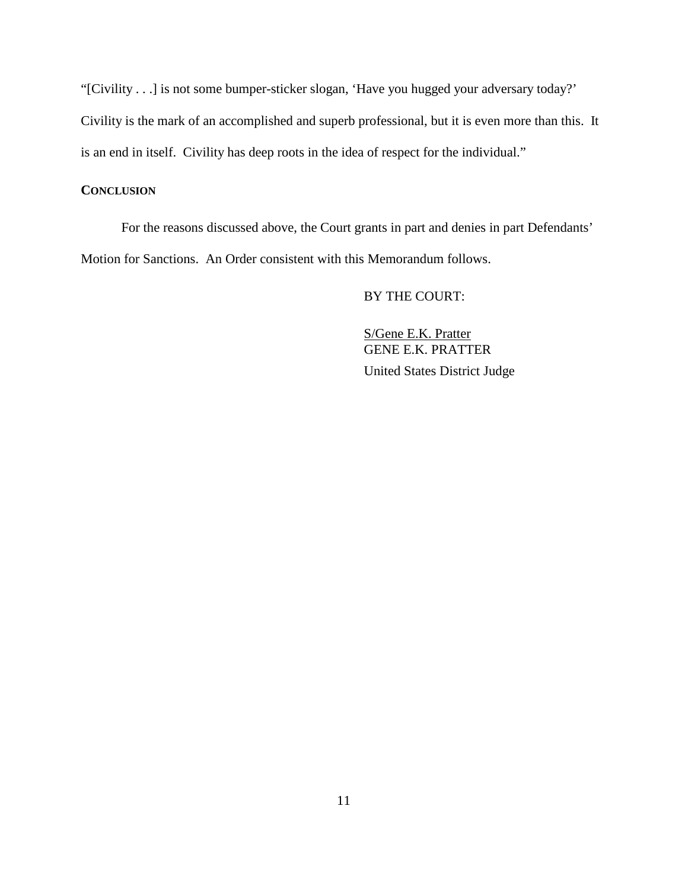"[Civility . . .] is not some bumper-sticker slogan, 'Have you hugged your adversary today?' Civility is the mark of an accomplished and superb professional, but it is even more than this. It is an end in itself. Civility has deep roots in the idea of respect for the individual."

**CONCLUSION**

For the reasons discussed above, the Court grants in part and denies in part Defendants' Motion for Sanctions. An Order consistent with this Memorandum follows.

BY THE COURT:

S/Gene E.K. Pratter
GENE E.K. PRATTER
United States District Judge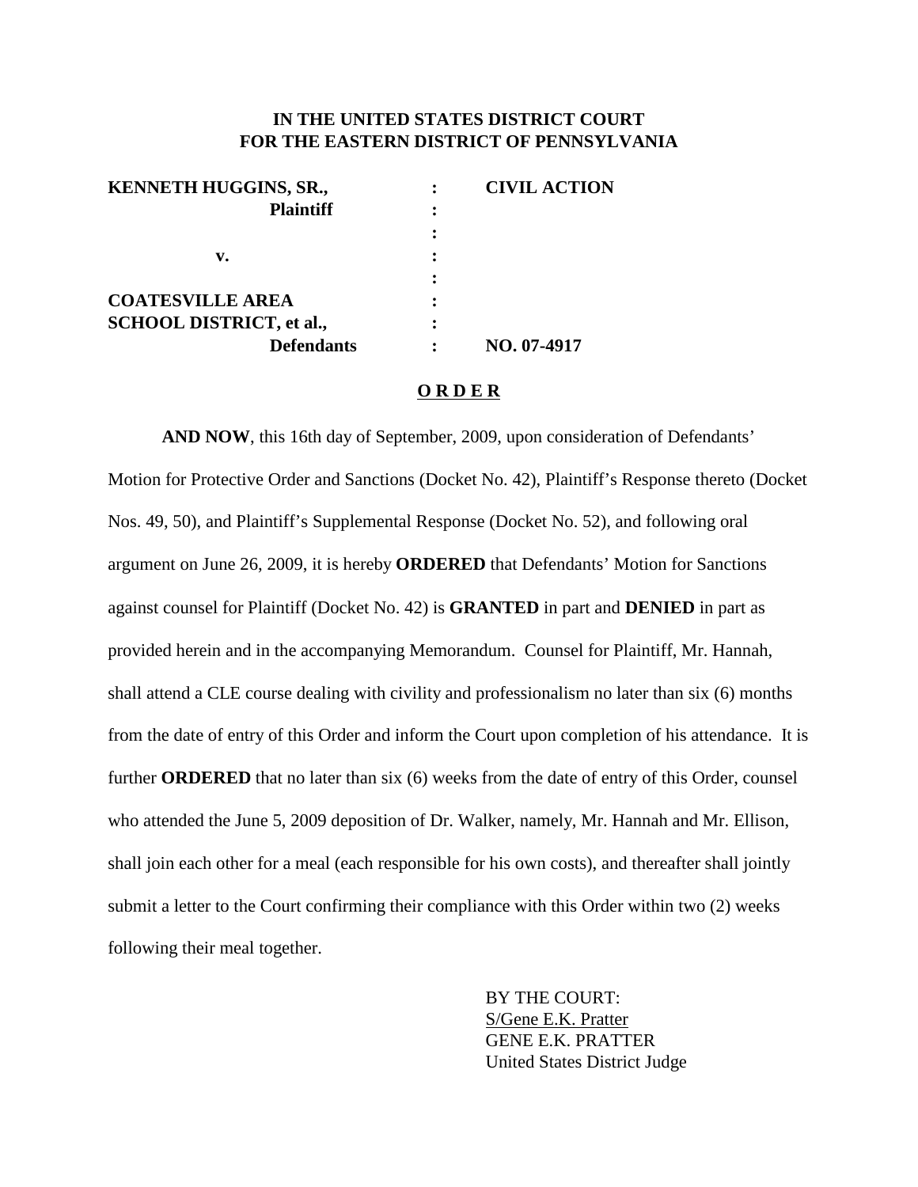**IN THE UNITED STATES DISTRICT COURT**
**FOR THE EASTERN DISTRICT OF PENNSYLVANIA**

| | | |
|---|---|---|
| **KENNETH HUGGINS, SR.,** | **:** | **CIVIL ACTION** |
| **Plaintiff** | **:** | |
| | **:** | |
| **v.** | **:** | |
| | **:** | |
| **COATESVILLE AREA** | **:** | |
| **SCHOOL DISTRICT, et al.,** | **:** | |
| **Defendants** | **:** | **NO. 07-4917** |

**O R D E R**

**AND NOW**, this 16th day of September, 2009, upon consideration of Defendants' Motion for Protective Order and Sanctions (Docket No. 42), Plaintiff's Response thereto (Docket Nos. 49, 50), and Plaintiff's Supplemental Response (Docket No. 52), and following oral argument on June 26, 2009, it is hereby **ORDERED** that Defendants' Motion for Sanctions against counsel for Plaintiff (Docket No. 42) is **GRANTED** in part and **DENIED** in part as provided herein and in the accompanying Memorandum. Counsel for Plaintiff, Mr. Hannah, shall attend a CLE course dealing with civility and professionalism no later than six (6) months from the date of entry of this Order and inform the Court upon completion of his attendance. It is further **ORDERED** that no later than six (6) weeks from the date of entry of this Order, counsel who attended the June 5, 2009 deposition of Dr. Walker, namely, Mr. Hannah and Mr. Ellison, shall join each other for a meal (each responsible for his own costs), and thereafter shall jointly submit a letter to the Court confirming their compliance with this Order within two (2) weeks following their meal together.

BY THE COURT:
S/Gene E.K. Pratter
GENE E.K. PRATTER
United States District Judge